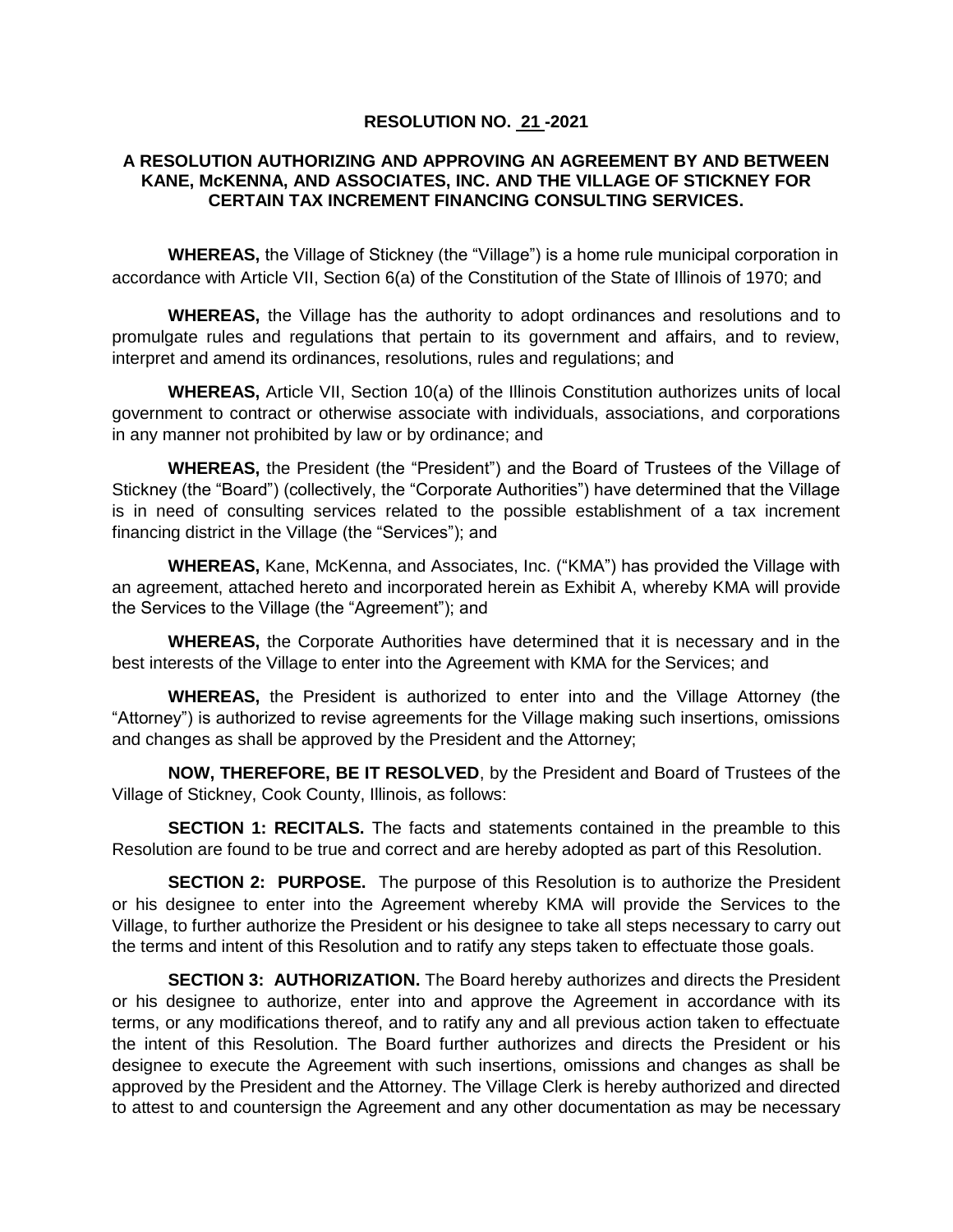**RESOLUTION NO. 21 -2021**

**A RESOLUTION AUTHORIZING AND APPROVING AN AGREEMENT BY AND BETWEEN KANE, McKENNA, AND ASSOCIATES, INC. AND THE VILLAGE OF STICKNEY FOR CERTAIN TAX INCREMENT FINANCING CONSULTING SERVICES.**

**WHEREAS,** the Village of Stickney (the "Village") is a home rule municipal corporation in accordance with Article VII, Section 6(a) of the Constitution of the State of Illinois of 1970; and

**WHEREAS,** the Village has the authority to adopt ordinances and resolutions and to promulgate rules and regulations that pertain to its government and affairs, and to review, interpret and amend its ordinances, resolutions, rules and regulations; and

**WHEREAS,** Article VII, Section 10(a) of the Illinois Constitution authorizes units of local government to contract or otherwise associate with individuals, associations, and corporations in any manner not prohibited by law or by ordinance; and

**WHEREAS,** the President (the "President") and the Board of Trustees of the Village of Stickney (the "Board") (collectively, the "Corporate Authorities") have determined that the Village is in need of consulting services related to the possible establishment of a tax increment financing district in the Village (the "Services"); and

**WHEREAS,** Kane, McKenna, and Associates, Inc. ("KMA") has provided the Village with an agreement, attached hereto and incorporated herein as Exhibit A, whereby KMA will provide the Services to the Village (the "Agreement"); and

**WHEREAS,** the Corporate Authorities have determined that it is necessary and in the best interests of the Village to enter into the Agreement with KMA for the Services; and

**WHEREAS,** the President is authorized to enter into and the Village Attorney (the "Attorney") is authorized to revise agreements for the Village making such insertions, omissions and changes as shall be approved by the President and the Attorney;

**NOW, THEREFORE, BE IT RESOLVED**, by the President and Board of Trustees of the Village of Stickney, Cook County, Illinois, as follows:

**SECTION 1: RECITALS.** The facts and statements contained in the preamble to this Resolution are found to be true and correct and are hereby adopted as part of this Resolution.

**SECTION 2: PURPOSE.** The purpose of this Resolution is to authorize the President or his designee to enter into the Agreement whereby KMA will provide the Services to the Village, to further authorize the President or his designee to take all steps necessary to carry out the terms and intent of this Resolution and to ratify any steps taken to effectuate those goals.

**SECTION 3: AUTHORIZATION.** The Board hereby authorizes and directs the President or his designee to authorize, enter into and approve the Agreement in accordance with its terms, or any modifications thereof, and to ratify any and all previous action taken to effectuate the intent of this Resolution. The Board further authorizes and directs the President or his designee to execute the Agreement with such insertions, omissions and changes as shall be approved by the President and the Attorney. The Village Clerk is hereby authorized and directed to attest to and countersign the Agreement and any other documentation as may be necessary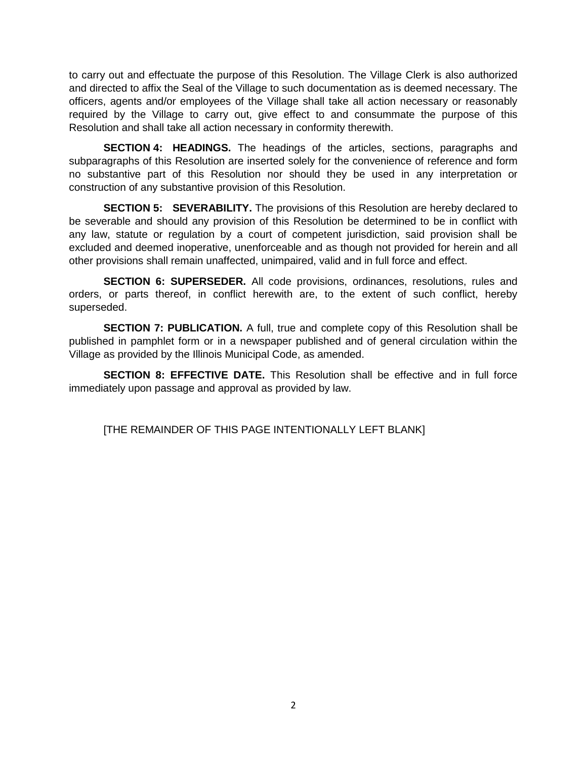to carry out and effectuate the purpose of this Resolution. The Village Clerk is also authorized and directed to affix the Seal of the Village to such documentation as is deemed necessary. The officers, agents and/or employees of the Village shall take all action necessary or reasonably required by the Village to carry out, give effect to and consummate the purpose of this Resolution and shall take all action necessary in conformity therewith.

**SECTION 4: HEADINGS.** The headings of the articles, sections, paragraphs and subparagraphs of this Resolution are inserted solely for the convenience of reference and form no substantive part of this Resolution nor should they be used in any interpretation or construction of any substantive provision of this Resolution.

**SECTION 5: SEVERABILITY.** The provisions of this Resolution are hereby declared to be severable and should any provision of this Resolution be determined to be in conflict with any law, statute or regulation by a court of competent jurisdiction, said provision shall be excluded and deemed inoperative, unenforceable and as though not provided for herein and all other provisions shall remain unaffected, unimpaired, valid and in full force and effect.

**SECTION 6: SUPERSEDER.** All code provisions, ordinances, resolutions, rules and orders, or parts thereof, in conflict herewith are, to the extent of such conflict, hereby superseded.

**SECTION 7: PUBLICATION.** A full, true and complete copy of this Resolution shall be published in pamphlet form or in a newspaper published and of general circulation within the Village as provided by the Illinois Municipal Code, as amended.

**SECTION 8: EFFECTIVE DATE.** This Resolution shall be effective and in full force immediately upon passage and approval as provided by law.

[THE REMAINDER OF THIS PAGE INTENTIONALLY LEFT BLANK]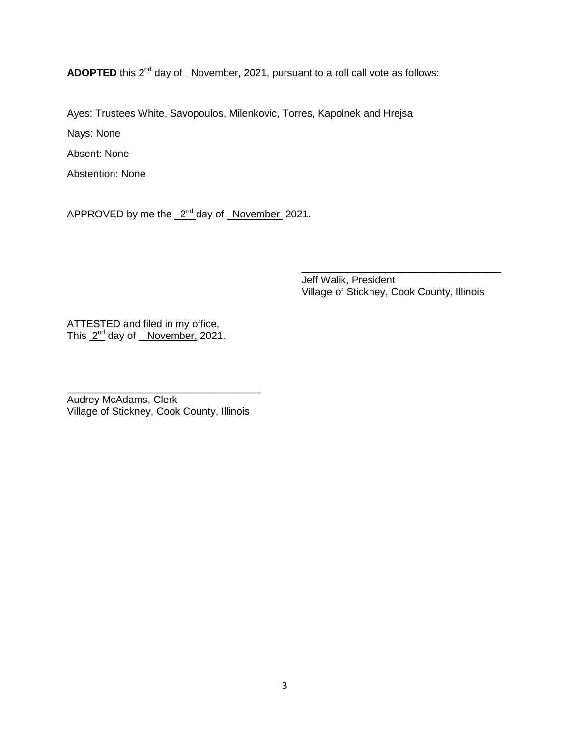**ADOPTED** this 2nd day of November, 2021, pursuant to a roll call vote as follows:

Ayes: Trustees White, Savopoulos, Milenkovic, Torres, Kapolnek and Hrejsa

Nays: None

Absent: None

Abstention: None

APPROVED by me the 2nd day of November 2021.

\_\_\_\_\_\_\_\_\_\_\_\_\_\_\_\_\_\_\_\_\_\_\_\_\_\_\_\_\_\_\_\_\_\_\_\_
Jeff Walik, President
Village of Stickney, Cook County, Illinois

ATTESTED and filed in my office,
This 2nd day of November, 2021.

\_\_\_\_\_\_\_\_\_\_\_\_\_\_\_\_\_\_\_\_\_\_\_\_\_\_\_\_\_\_\_\_\_\_\_\_
Audrey McAdams, Clerk
Village of Stickney, Cook County, Illinois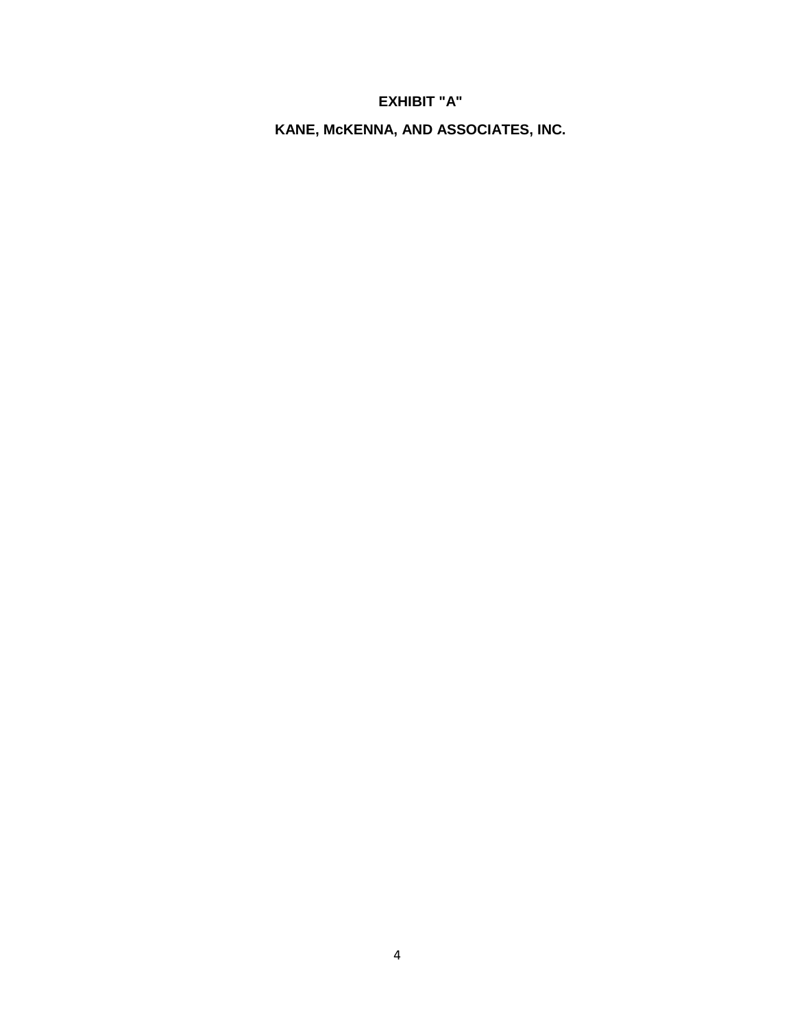**EXHIBIT "A"**

**KANE, McKENNA, AND ASSOCIATES, INC.**